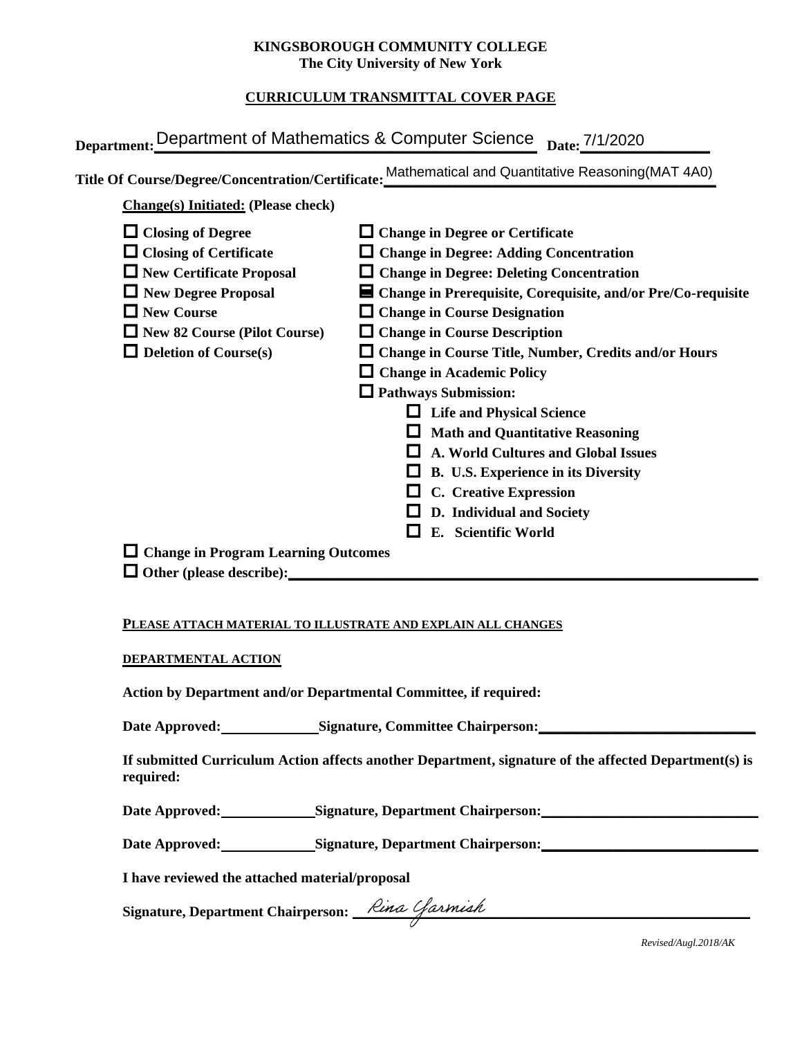**KINGSBOROUGH COMMUNITY COLLEGE**
**The City University of New York**

**CURRICULUM TRANSMITTAL COVER PAGE**

**Department:** Department of Mathematics & Computer Science **Date:** 7/1/2020

**Title Of Course/Degree/Concentration/Certificate:** Mathematical and Quantitative Reasoning(MAT 4A0)

**Change(s) Initiated: (Please check)**

- ☐ **Closing of Degree**
- ☐ **Closing of Certificate**
- ☐ **New Certificate Proposal**
- ☐ **New Degree Proposal**
- ☐ **New Course**
- ☐ **New 82 Course (Pilot Course)**
- ☐ **Deletion of Course(s)**
- ☐ **Change in Degree or Certificate**
- ☐ **Change in Degree: Adding Concentration**
- ☐ **Change in Degree: Deleting Concentration**
- ☒ **Change in Prerequisite, Corequisite, and/or Pre/Co-requisite**
- ☐ **Change in Course Designation**
- ☐ **Change in Course Description**
- ☐ **Change in Course Title, Number, Credits and/or Hours**
- ☐ **Change in Academic Policy**
- ☐ **Pathways Submission:**
  - ☐ **Life and Physical Science**
  - ☐ **Math and Quantitative Reasoning**
  - ☐ **A. World Cultures and Global Issues**
  - ☐ **B. U.S. Experience in its Diversity**
  - ☐ **C. Creative Expression**
  - ☐ **D. Individual and Society**
  - ☐ **E. Scientific World**
- ☐ **Change in Program Learning Outcomes**
- ☐ **Other (please describe):** ______________________

**PLEASE ATTACH MATERIAL TO ILLUSTRATE AND EXPLAIN ALL CHANGES**

**DEPARTMENTAL ACTION**

**Action by Department and/or Departmental Committee, if required:**

**Date Approved:** ____________ **Signature, Committee Chairperson:** ______________________

**If submitted Curriculum Action affects another Department, signature of the affected Department(s) is required:**

**Date Approved:** ____________ **Signature, Department Chairperson:** ______________________

**Date Approved:** ____________ **Signature, Department Chairperson:** ______________________

**I have reviewed the attached material/proposal**

**Signature, Department Chairperson:** *Rina Yarmish*

*Revised/Augl.2018/AK*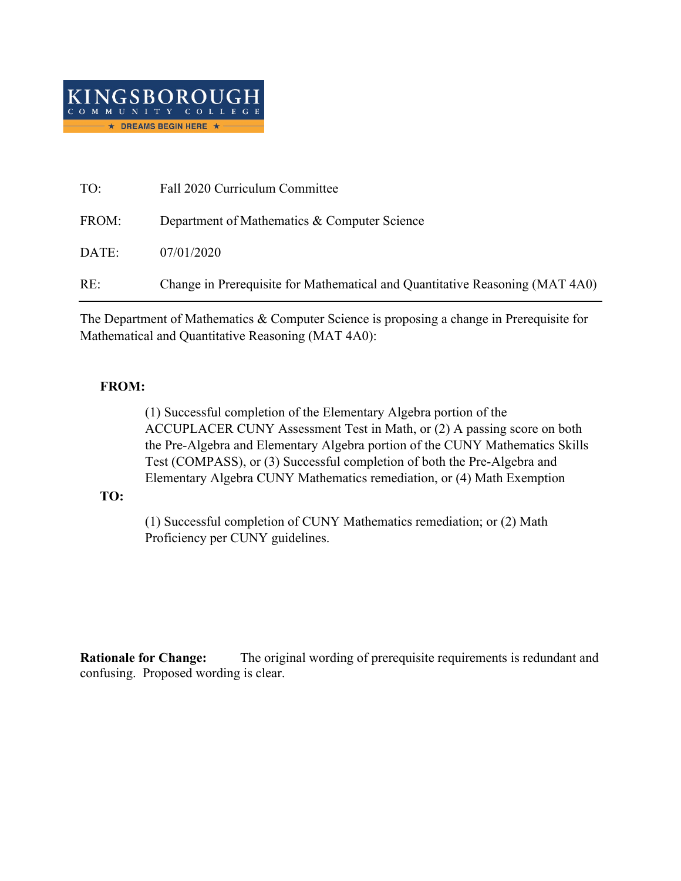KINGSBOROUGH COMMUNITY COLLEGE
★ DREAMS BEGIN HERE ★

TO: Fall 2020 Curriculum Committee

FROM: Department of Mathematics & Computer Science

DATE: 07/01/2020

RE: Change in Prerequisite for Mathematical and Quantitative Reasoning (MAT 4A0)

---

The Department of Mathematics & Computer Science is proposing a change in Prerequisite for Mathematical and Quantitative Reasoning (MAT 4A0):

**FROM:**

(1) Successful completion of the Elementary Algebra portion of the ACCUPLACER CUNY Assessment Test in Math, or (2) A passing score on both the Pre-Algebra and Elementary Algebra portion of the CUNY Mathematics Skills Test (COMPASS), or (3) Successful completion of both the Pre-Algebra and Elementary Algebra CUNY Mathematics remediation, or (4) Math Exemption

**TO:**

(1) Successful completion of CUNY Mathematics remediation; or (2) Math Proficiency per CUNY guidelines.

**Rationale for Change:** The original wording of prerequisite requirements is redundant and confusing. Proposed wording is clear.